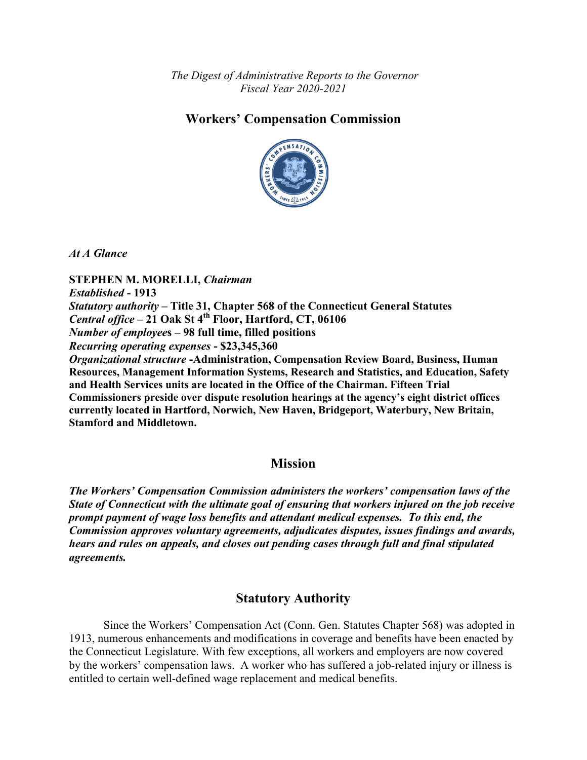*The Digest of Administrative Reports to the Governor*
*Fiscal Year 2020-2021*

# Workers' Compensation Commission

***At A Glance***

**STEPHEN M. MORELLI, *Chairman***
***Established* - 1913**
***Statutory authority* – Title 31, Chapter 568 of the Connecticut General Statutes**
***Central office* – 21 Oak St 4th Floor, Hartford, CT, 06106**
***Number of employees* – 98 full time, filled positions**
***Recurring operating expenses* - $23,345,360**
***Organizational structure* -Administration, Compensation Review Board, Business, Human Resources, Management Information Systems, Research and Statistics, and Education, Safety and Health Services units are located in the Office of the Chairman. Fifteen Trial Commissioners preside over dispute resolution hearings at the agency's eight district offices currently located in Hartford, Norwich, New Haven, Bridgeport, Waterbury, New Britain, Stamford and Middletown.**

## Mission

***The Workers' Compensation Commission administers the workers' compensation laws of the State of Connecticut with the ultimate goal of ensuring that workers injured on the job receive prompt payment of wage loss benefits and attendant medical expenses. To this end, the Commission approves voluntary agreements, adjudicates disputes, issues findings and awards, hears and rules on appeals, and closes out pending cases through full and final stipulated agreements.***

## Statutory Authority

Since the Workers' Compensation Act (Conn. Gen. Statutes Chapter 568) was adopted in 1913, numerous enhancements and modifications in coverage and benefits have been enacted by the Connecticut Legislature. With few exceptions, all workers and employers are now covered by the workers' compensation laws. A worker who has suffered a job-related injury or illness is entitled to certain well-defined wage replacement and medical benefits.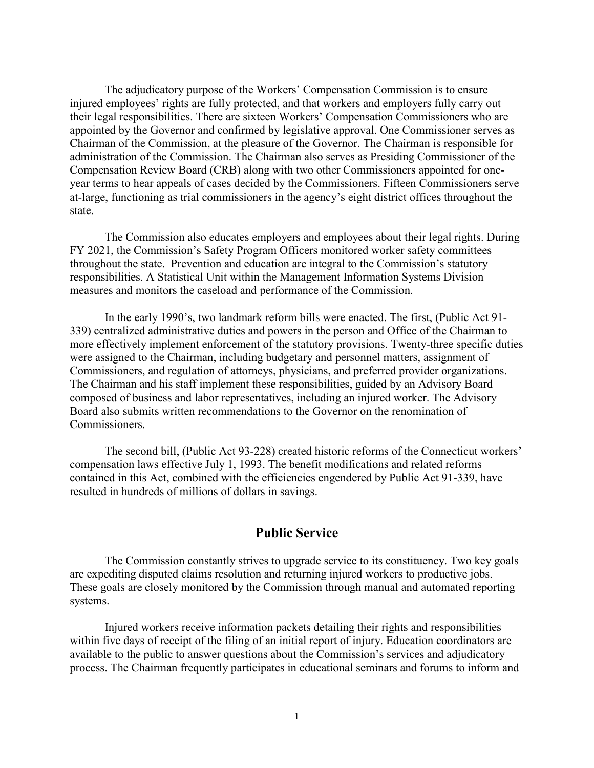The adjudicatory purpose of the Workers' Compensation Commission is to ensure injured employees' rights are fully protected, and that workers and employers fully carry out their legal responsibilities. There are sixteen Workers' Compensation Commissioners who are appointed by the Governor and confirmed by legislative approval. One Commissioner serves as Chairman of the Commission, at the pleasure of the Governor. The Chairman is responsible for administration of the Commission. The Chairman also serves as Presiding Commissioner of the Compensation Review Board (CRB) along with two other Commissioners appointed for one-year terms to hear appeals of cases decided by the Commissioners. Fifteen Commissioners serve at-large, functioning as trial commissioners in the agency's eight district offices throughout the state.

The Commission also educates employers and employees about their legal rights. During FY 2021, the Commission's Safety Program Officers monitored worker safety committees throughout the state. Prevention and education are integral to the Commission's statutory responsibilities. A Statistical Unit within the Management Information Systems Division measures and monitors the caseload and performance of the Commission.

In the early 1990's, two landmark reform bills were enacted. The first, (Public Act 91-339) centralized administrative duties and powers in the person and Office of the Chairman to more effectively implement enforcement of the statutory provisions. Twenty-three specific duties were assigned to the Chairman, including budgetary and personnel matters, assignment of Commissioners, and regulation of attorneys, physicians, and preferred provider organizations. The Chairman and his staff implement these responsibilities, guided by an Advisory Board composed of business and labor representatives, including an injured worker. The Advisory Board also submits written recommendations to the Governor on the renomination of Commissioners.

The second bill, (Public Act 93-228) created historic reforms of the Connecticut workers' compensation laws effective July 1, 1993. The benefit modifications and related reforms contained in this Act, combined with the efficiencies engendered by Public Act 91-339, have resulted in hundreds of millions of dollars in savings.

## Public Service

The Commission constantly strives to upgrade service to its constituency. Two key goals are expediting disputed claims resolution and returning injured workers to productive jobs. These goals are closely monitored by the Commission through manual and automated reporting systems.

Injured workers receive information packets detailing their rights and responsibilities within five days of receipt of the filing of an initial report of injury. Education coordinators are available to the public to answer questions about the Commission's services and adjudicatory process. The Chairman frequently participates in educational seminars and forums to inform and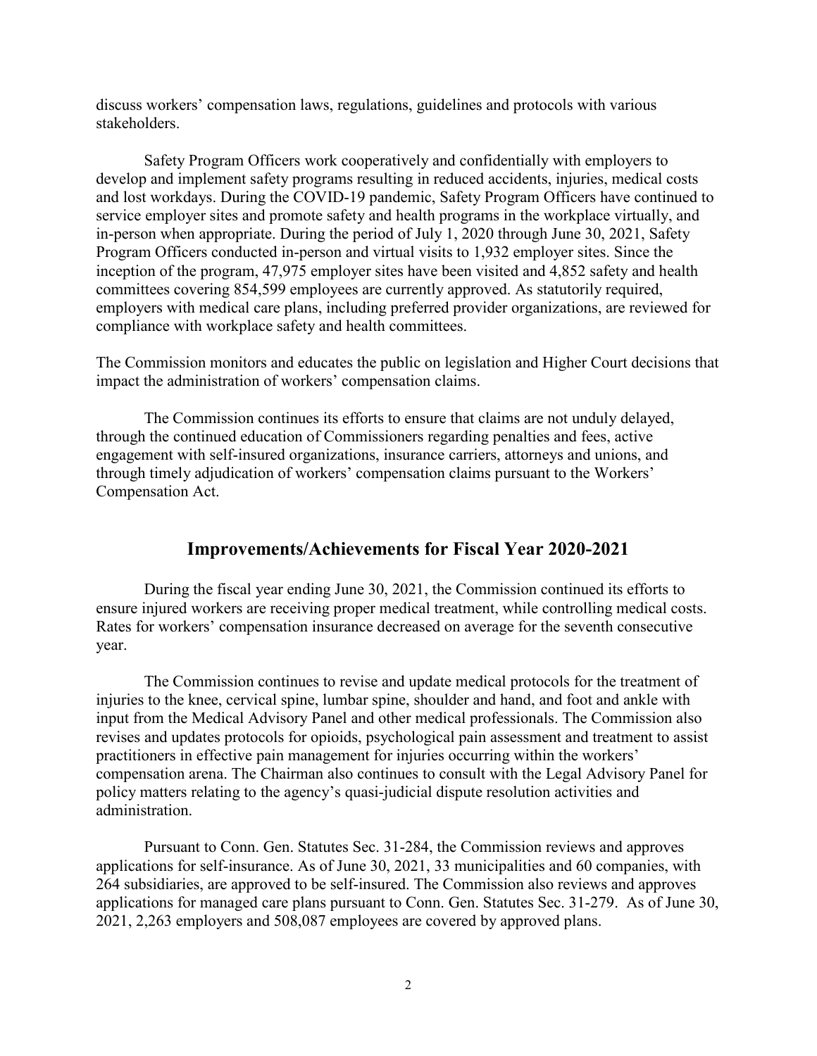discuss workers' compensation laws, regulations, guidelines and protocols with various stakeholders.

Safety Program Officers work cooperatively and confidentially with employers to develop and implement safety programs resulting in reduced accidents, injuries, medical costs and lost workdays. During the COVID-19 pandemic, Safety Program Officers have continued to service employer sites and promote safety and health programs in the workplace virtually, and in-person when appropriate. During the period of July 1, 2020 through June 30, 2021, Safety Program Officers conducted in-person and virtual visits to 1,932 employer sites. Since the inception of the program, 47,975 employer sites have been visited and 4,852 safety and health committees covering 854,599 employees are currently approved. As statutorily required, employers with medical care plans, including preferred provider organizations, are reviewed for compliance with workplace safety and health committees.

The Commission monitors and educates the public on legislation and Higher Court decisions that impact the administration of workers' compensation claims.

The Commission continues its efforts to ensure that claims are not unduly delayed, through the continued education of Commissioners regarding penalties and fees, active engagement with self-insured organizations, insurance carriers, attorneys and unions, and through timely adjudication of workers' compensation claims pursuant to the Workers' Compensation Act.

## Improvements/Achievements for Fiscal Year 2020-2021

During the fiscal year ending June 30, 2021, the Commission continued its efforts to ensure injured workers are receiving proper medical treatment, while controlling medical costs. Rates for workers' compensation insurance decreased on average for the seventh consecutive year.

The Commission continues to revise and update medical protocols for the treatment of injuries to the knee, cervical spine, lumbar spine, shoulder and hand, and foot and ankle with input from the Medical Advisory Panel and other medical professionals. The Commission also revises and updates protocols for opioids, psychological pain assessment and treatment to assist practitioners in effective pain management for injuries occurring within the workers' compensation arena. The Chairman also continues to consult with the Legal Advisory Panel for policy matters relating to the agency's quasi-judicial dispute resolution activities and administration.

Pursuant to Conn. Gen. Statutes Sec. 31-284, the Commission reviews and approves applications for self-insurance. As of June 30, 2021, 33 municipalities and 60 companies, with 264 subsidiaries, are approved to be self-insured. The Commission also reviews and approves applications for managed care plans pursuant to Conn. Gen. Statutes Sec. 31-279. As of June 30, 2021, 2,263 employers and 508,087 employees are covered by approved plans.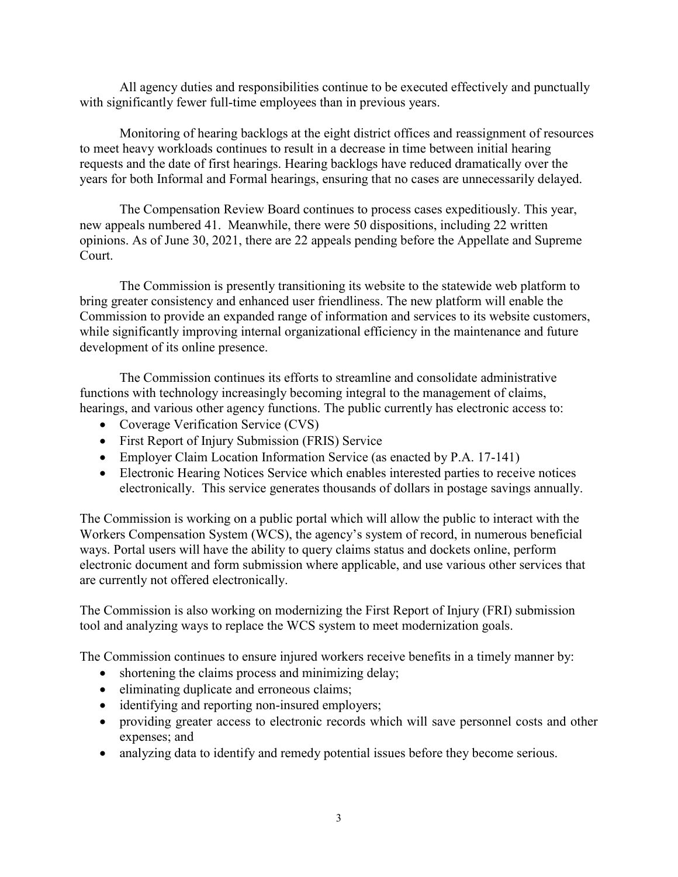All agency duties and responsibilities continue to be executed effectively and punctually with significantly fewer full-time employees than in previous years.

Monitoring of hearing backlogs at the eight district offices and reassignment of resources to meet heavy workloads continues to result in a decrease in time between initial hearing requests and the date of first hearings. Hearing backlogs have reduced dramatically over the years for both Informal and Formal hearings, ensuring that no cases are unnecessarily delayed.

The Compensation Review Board continues to process cases expeditiously. This year, new appeals numbered 41. Meanwhile, there were 50 dispositions, including 22 written opinions. As of June 30, 2021, there are 22 appeals pending before the Appellate and Supreme Court.

The Commission is presently transitioning its website to the statewide web platform to bring greater consistency and enhanced user friendliness. The new platform will enable the Commission to provide an expanded range of information and services to its website customers, while significantly improving internal organizational efficiency in the maintenance and future development of its online presence.

The Commission continues its efforts to streamline and consolidate administrative functions with technology increasingly becoming integral to the management of claims, hearings, and various other agency functions. The public currently has electronic access to:

- Coverage Verification Service (CVS)
- First Report of Injury Submission (FRIS) Service
- Employer Claim Location Information Service (as enacted by P.A. 17-141)
- Electronic Hearing Notices Service which enables interested parties to receive notices electronically. This service generates thousands of dollars in postage savings annually.

The Commission is working on a public portal which will allow the public to interact with the Workers Compensation System (WCS), the agency's system of record, in numerous beneficial ways. Portal users will have the ability to query claims status and dockets online, perform electronic document and form submission where applicable, and use various other services that are currently not offered electronically.

The Commission is also working on modernizing the First Report of Injury (FRI) submission tool and analyzing ways to replace the WCS system to meet modernization goals.

The Commission continues to ensure injured workers receive benefits in a timely manner by:

- shortening the claims process and minimizing delay;
- eliminating duplicate and erroneous claims;
- identifying and reporting non-insured employers;
- providing greater access to electronic records which will save personnel costs and other expenses; and
- analyzing data to identify and remedy potential issues before they become serious.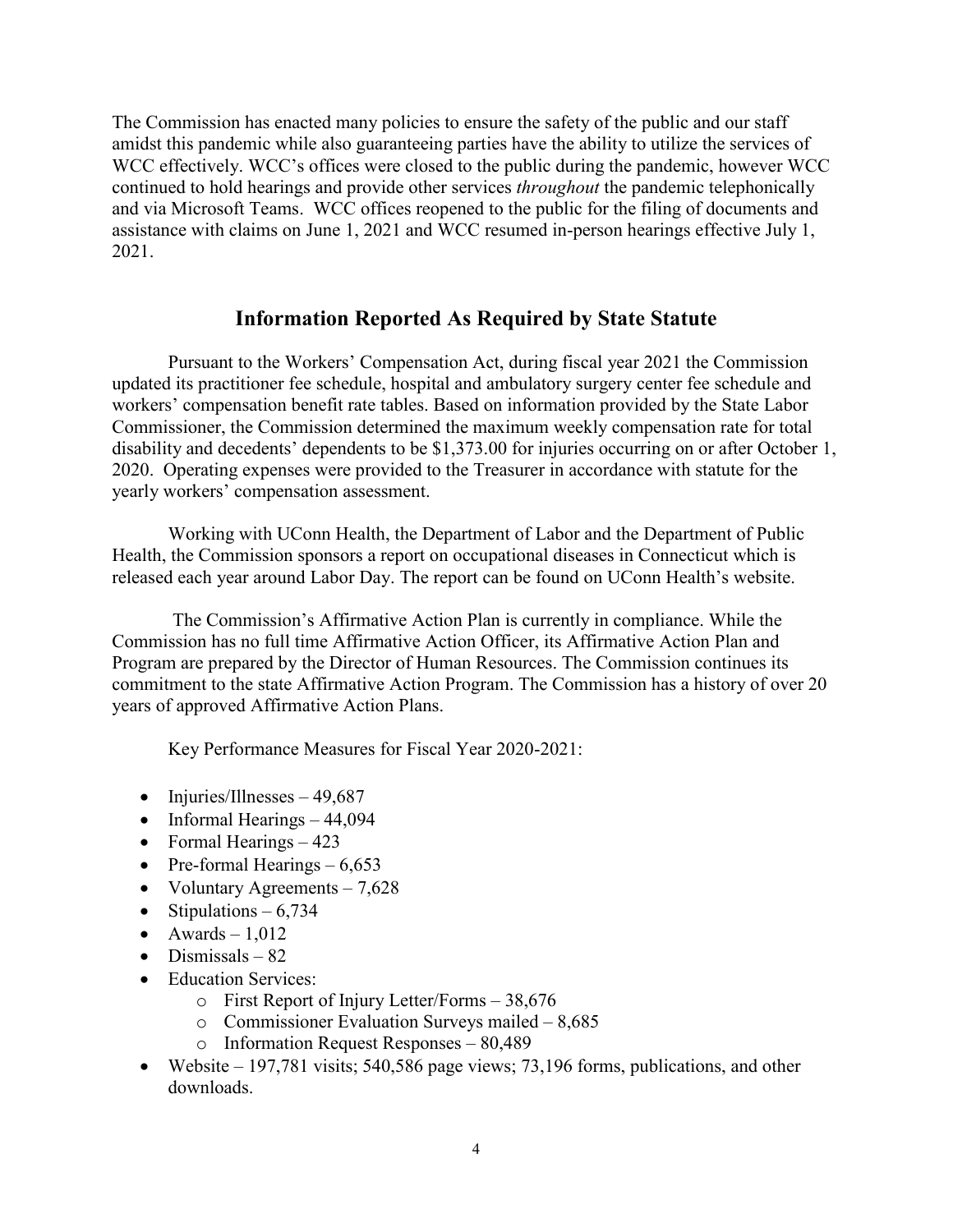The Commission has enacted many policies to ensure the safety of the public and our staff amidst this pandemic while also guaranteeing parties have the ability to utilize the services of WCC effectively. WCC's offices were closed to the public during the pandemic, however WCC continued to hold hearings and provide other services *throughout* the pandemic telephonically and via Microsoft Teams. WCC offices reopened to the public for the filing of documents and assistance with claims on June 1, 2021 and WCC resumed in-person hearings effective July 1, 2021.

## Information Reported As Required by State Statute

Pursuant to the Workers' Compensation Act, during fiscal year 2021 the Commission updated its practitioner fee schedule, hospital and ambulatory surgery center fee schedule and workers' compensation benefit rate tables. Based on information provided by the State Labor Commissioner, the Commission determined the maximum weekly compensation rate for total disability and decedents' dependents to be $1,373.00 for injuries occurring on or after October 1, 2020. Operating expenses were provided to the Treasurer in accordance with statute for the yearly workers' compensation assessment.

Working with UConn Health, the Department of Labor and the Department of Public Health, the Commission sponsors a report on occupational diseases in Connecticut which is released each year around Labor Day. The report can be found on UConn Health's website.

The Commission's Affirmative Action Plan is currently in compliance. While the Commission has no full time Affirmative Action Officer, its Affirmative Action Plan and Program are prepared by the Director of Human Resources. The Commission continues its commitment to the state Affirmative Action Program. The Commission has a history of over 20 years of approved Affirmative Action Plans.

Key Performance Measures for Fiscal Year 2020-2021:

- Injuries/Illnesses – 49,687
- Informal Hearings – 44,094
- Formal Hearings – 423
- Pre-formal Hearings – 6,653
- Voluntary Agreements – 7,628
- Stipulations – 6,734
- Awards – 1,012
- Dismissals – 82
- Education Services:
  - First Report of Injury Letter/Forms – 38,676
  - Commissioner Evaluation Surveys mailed – 8,685
  - Information Request Responses – 80,489
- Website – 197,781 visits; 540,586 page views; 73,196 forms, publications, and other downloads.